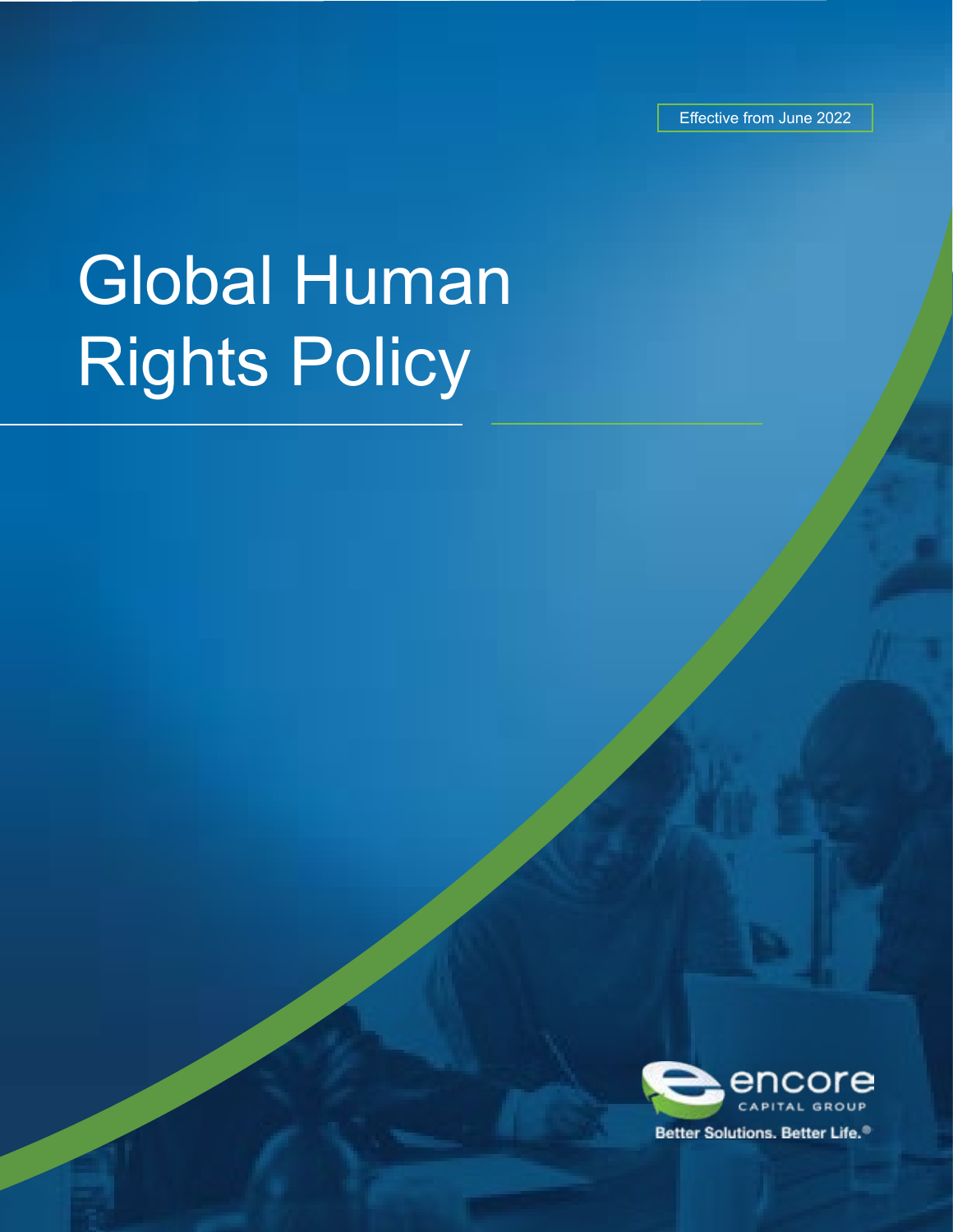Effective from June 2022

# Global Human Rights Policy

encore CAPITAL GROUP

Better Solutions. Better Life.®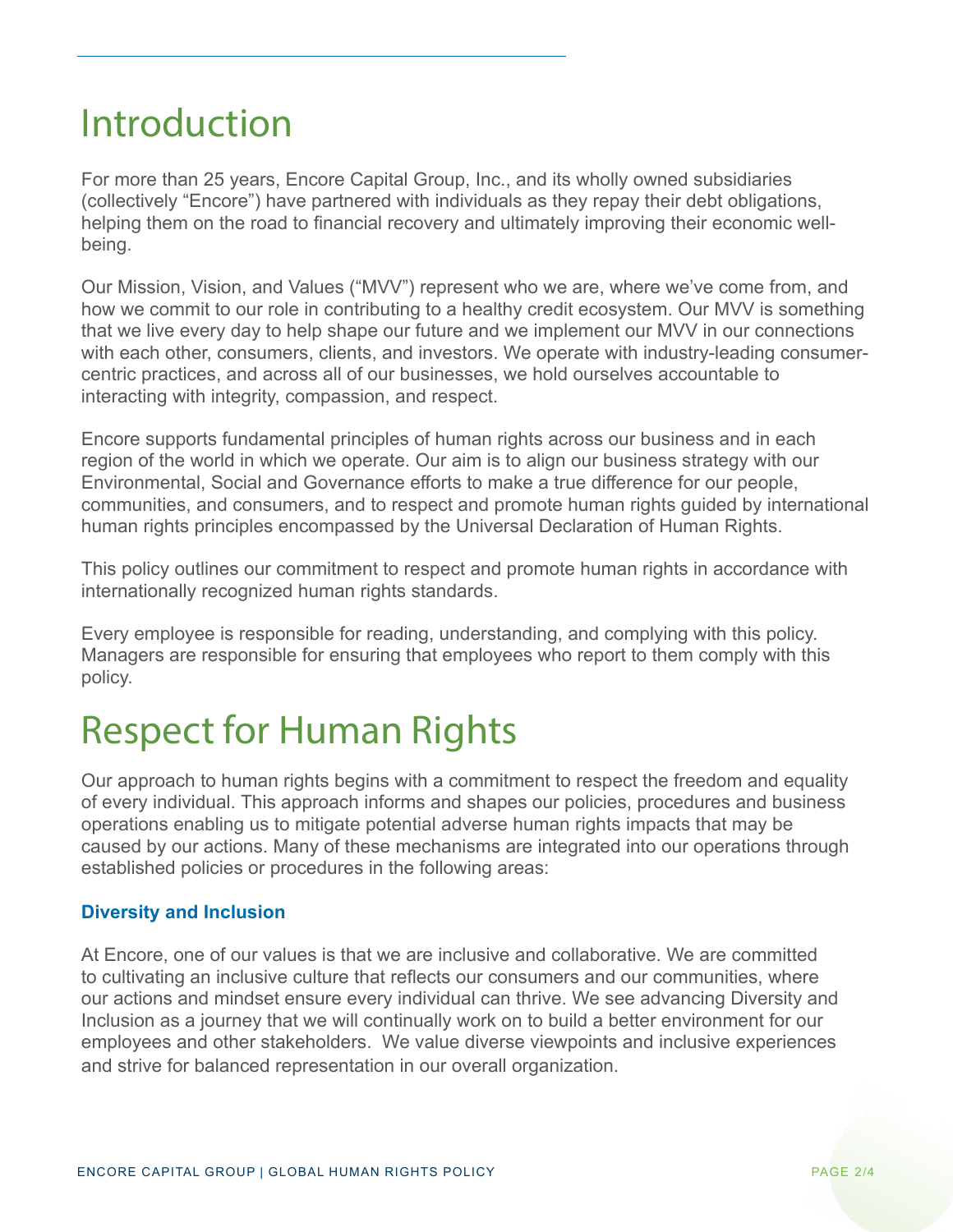# Introduction

For more than 25 years, Encore Capital Group, Inc., and its wholly owned subsidiaries (collectively "Encore") have partnered with individuals as they repay their debt obligations, helping them on the road to financial recovery and ultimately improving their economic well-being.

Our Mission, Vision, and Values ("MVV") represent who we are, where we've come from, and how we commit to our role in contributing to a healthy credit ecosystem. Our MVV is something that we live every day to help shape our future and we implement our MVV in our connections with each other, consumers, clients, and investors. We operate with industry-leading consumer-centric practices, and across all of our businesses, we hold ourselves accountable to interacting with integrity, compassion, and respect.

Encore supports fundamental principles of human rights across our business and in each region of the world in which we operate. Our aim is to align our business strategy with our Environmental, Social and Governance efforts to make a true difference for our people, communities, and consumers, and to respect and promote human rights guided by international human rights principles encompassed by the Universal Declaration of Human Rights.

This policy outlines our commitment to respect and promote human rights in accordance with internationally recognized human rights standards.

Every employee is responsible for reading, understanding, and complying with this policy. Managers are responsible for ensuring that employees who report to them comply with this policy.

# Respect for Human Rights

Our approach to human rights begins with a commitment to respect the freedom and equality of every individual. This approach informs and shapes our policies, procedures and business operations enabling us to mitigate potential adverse human rights impacts that may be caused by our actions. Many of these mechanisms are integrated into our operations through established policies or procedures in the following areas:

### Diversity and Inclusion

At Encore, one of our values is that we are inclusive and collaborative. We are committed to cultivating an inclusive culture that reflects our consumers and our communities, where our actions and mindset ensure every individual can thrive. We see advancing Diversity and Inclusion as a journey that we will continually work on to build a better environment for our employees and other stakeholders. We value diverse viewpoints and inclusive experiences and strive for balanced representation in our overall organization.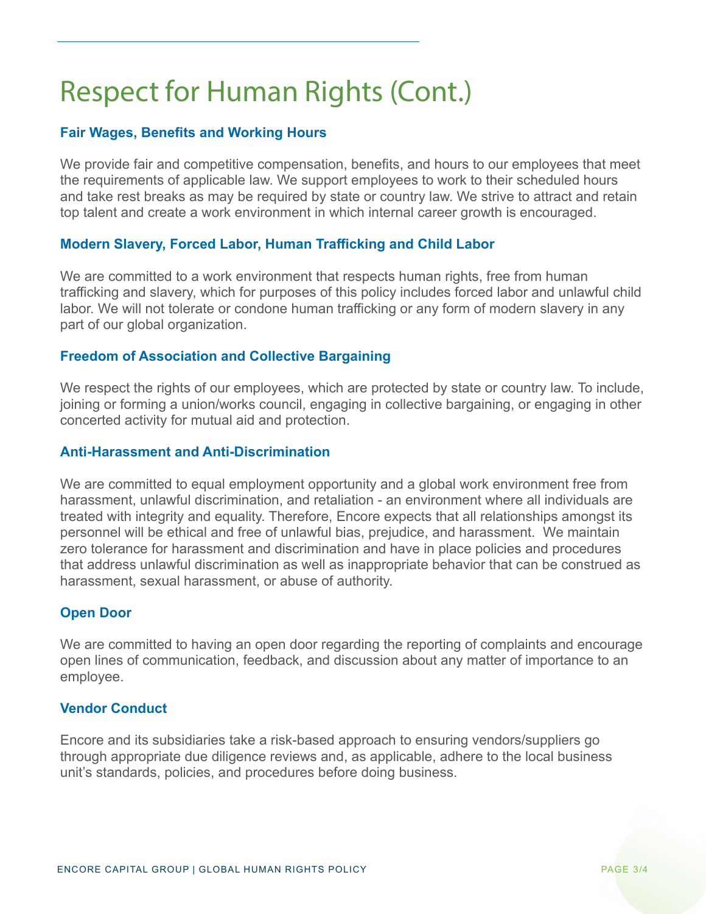# Respect for Human Rights (Cont.)

### Fair Wages, Benefits and Working Hours

We provide fair and competitive compensation, benefits, and hours to our employees that meet the requirements of applicable law. We support employees to work to their scheduled hours and take rest breaks as may be required by state or country law. We strive to attract and retain top talent and create a work environment in which internal career growth is encouraged.

### Modern Slavery, Forced Labor, Human Trafficking and Child Labor

We are committed to a work environment that respects human rights, free from human trafficking and slavery, which for purposes of this policy includes forced labor and unlawful child labor. We will not tolerate or condone human trafficking or any form of modern slavery in any part of our global organization.

### Freedom of Association and Collective Bargaining

We respect the rights of our employees, which are protected by state or country law. To include, joining or forming a union/works council, engaging in collective bargaining, or engaging in other concerted activity for mutual aid and protection.

### Anti-Harassment and Anti-Discrimination

We are committed to equal employment opportunity and a global work environment free from harassment, unlawful discrimination, and retaliation - an environment where all individuals are treated with integrity and equality. Therefore, Encore expects that all relationships amongst its personnel will be ethical and free of unlawful bias, prejudice, and harassment. We maintain zero tolerance for harassment and discrimination and have in place policies and procedures that address unlawful discrimination as well as inappropriate behavior that can be construed as harassment, sexual harassment, or abuse of authority.

### Open Door

We are committed to having an open door regarding the reporting of complaints and encourage open lines of communication, feedback, and discussion about any matter of importance to an employee.

### Vendor Conduct

Encore and its subsidiaries take a risk-based approach to ensuring vendors/suppliers go through appropriate due diligence reviews and, as applicable, adhere to the local business unit's standards, policies, and procedures before doing business.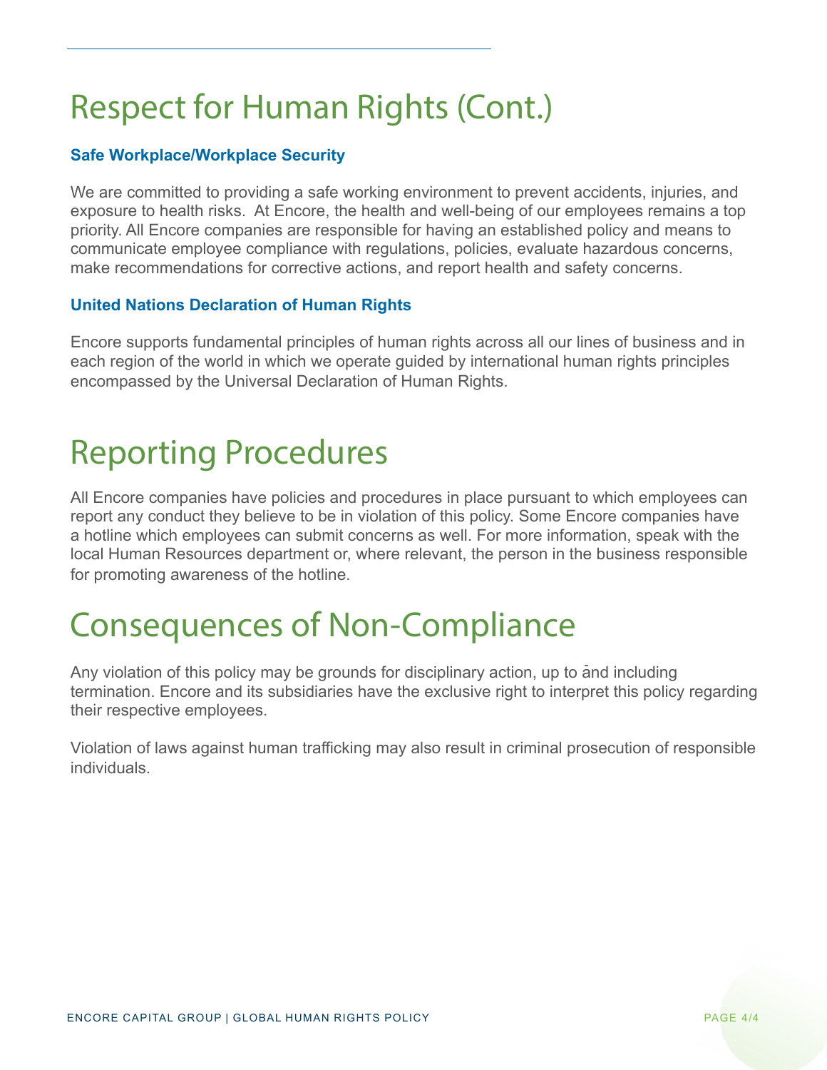# Respect for Human Rights (Cont.)

### Safe Workplace/Workplace Security

We are committed to providing a safe working environment to prevent accidents, injuries, and exposure to health risks. At Encore, the health and well-being of our employees remains a top priority. All Encore companies are responsible for having an established policy and means to communicate employee compliance with regulations, policies, evaluate hazardous concerns, make recommendations for corrective actions, and report health and safety concerns.

### United Nations Declaration of Human Rights

Encore supports fundamental principles of human rights across all our lines of business and in each region of the world in which we operate guided by international human rights principles encompassed by the Universal Declaration of Human Rights.

# Reporting Procedures

All Encore companies have policies and procedures in place pursuant to which employees can report any conduct they believe to be in violation of this policy. Some Encore companies have a hotline which employees can submit concerns as well. For more information, speak with the local Human Resources department or, where relevant, the person in the business responsible for promoting awareness of the hotline.

# Consequences of Non-Compliance

Any violation of this policy may be grounds for disciplinary action, up to and including termination. Encore and its subsidiaries have the exclusive right to interpret this policy regarding their respective employees.

Violation of laws against human trafficking may also result in criminal prosecution of responsible individuals.